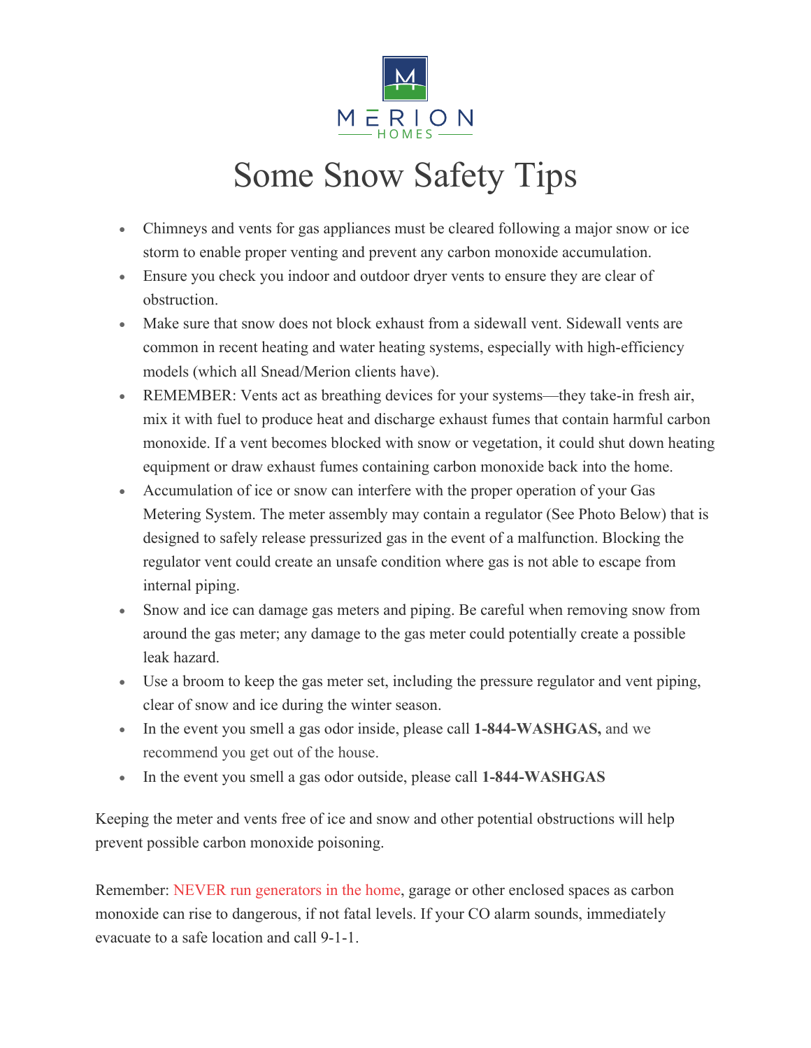MERION HOMES

# Some Snow Safety Tips

- Chimneys and vents for gas appliances must be cleared following a major snow or ice storm to enable proper venting and prevent any carbon monoxide accumulation.
- Ensure you check you indoor and outdoor dryer vents to ensure they are clear of obstruction.
- Make sure that snow does not block exhaust from a sidewall vent. Sidewall vents are common in recent heating and water heating systems, especially with high-efficiency models (which all Snead/Merion clients have).
- REMEMBER: Vents act as breathing devices for your systems—they take-in fresh air, mix it with fuel to produce heat and discharge exhaust fumes that contain harmful carbon monoxide. If a vent becomes blocked with snow or vegetation, it could shut down heating equipment or draw exhaust fumes containing carbon monoxide back into the home.
- Accumulation of ice or snow can interfere with the proper operation of your Gas Metering System. The meter assembly may contain a regulator (See Photo Below) that is designed to safely release pressurized gas in the event of a malfunction. Blocking the regulator vent could create an unsafe condition where gas is not able to escape from internal piping.
- Snow and ice can damage gas meters and piping. Be careful when removing snow from around the gas meter; any damage to the gas meter could potentially create a possible leak hazard.
- Use a broom to keep the gas meter set, including the pressure regulator and vent piping, clear of snow and ice during the winter season.
- In the event you smell a gas odor inside, please call **1-844-WASHGAS,** and we recommend you get out of the house.
- In the event you smell a gas odor outside, please call **1-844-WASHGAS**

Keeping the meter and vents free of ice and snow and other potential obstructions will help prevent possible carbon monoxide poisoning.

Remember: NEVER run generators in the home, garage or other enclosed spaces as carbon monoxide can rise to dangerous, if not fatal levels. If your CO alarm sounds, immediately evacuate to a safe location and call 9-1-1.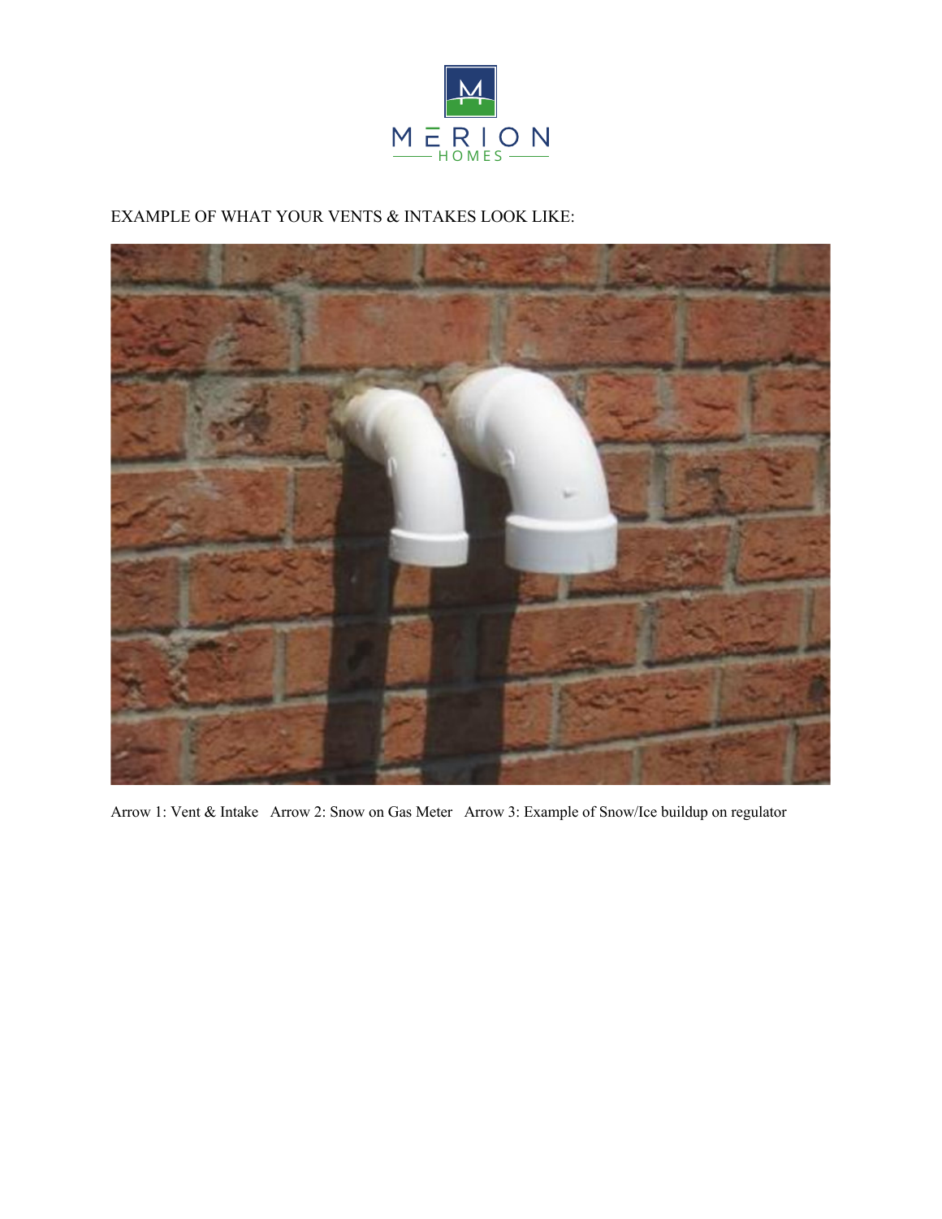EXAMPLE OF WHAT YOUR VENTS & INTAKES LOOK LIKE:

Arrow 1: Vent & Intake   Arrow 2: Snow on Gas Meter   Arrow 3: Example of Snow/Ice buildup on regulator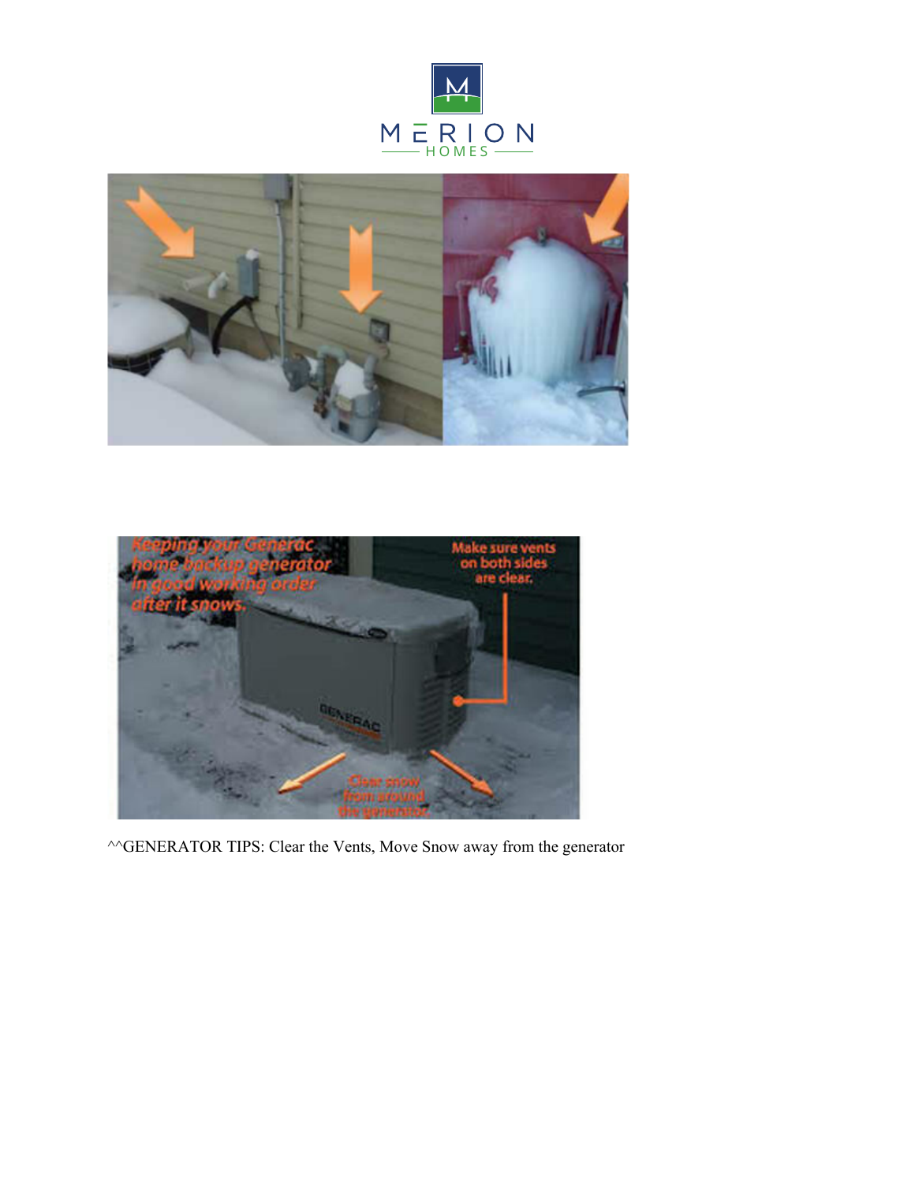^^GENERATOR TIPS: Clear the Vents, Move Snow away from the generator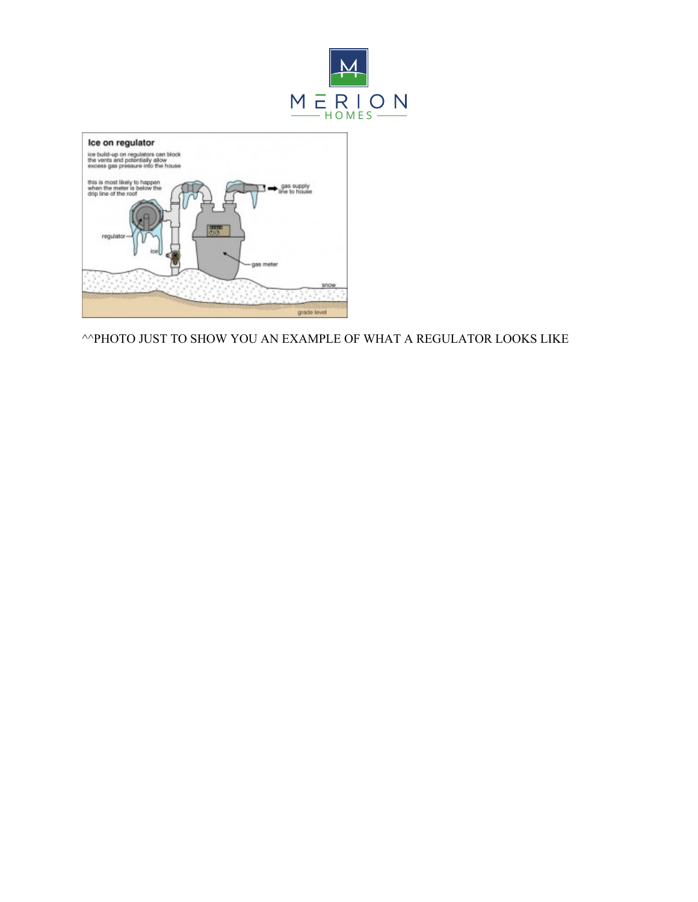Ice on regulator

ice build-up on regulators can block the vents and potentially allow excess gas pressure into the house

this is most likely to happen when the meter is below the drip line of the roof

regulator

ice

gas supply line to house

gas meter

snow

grade level

^^PHOTO JUST TO SHOW YOU AN EXAMPLE OF WHAT A REGULATOR LOOKS LIKE